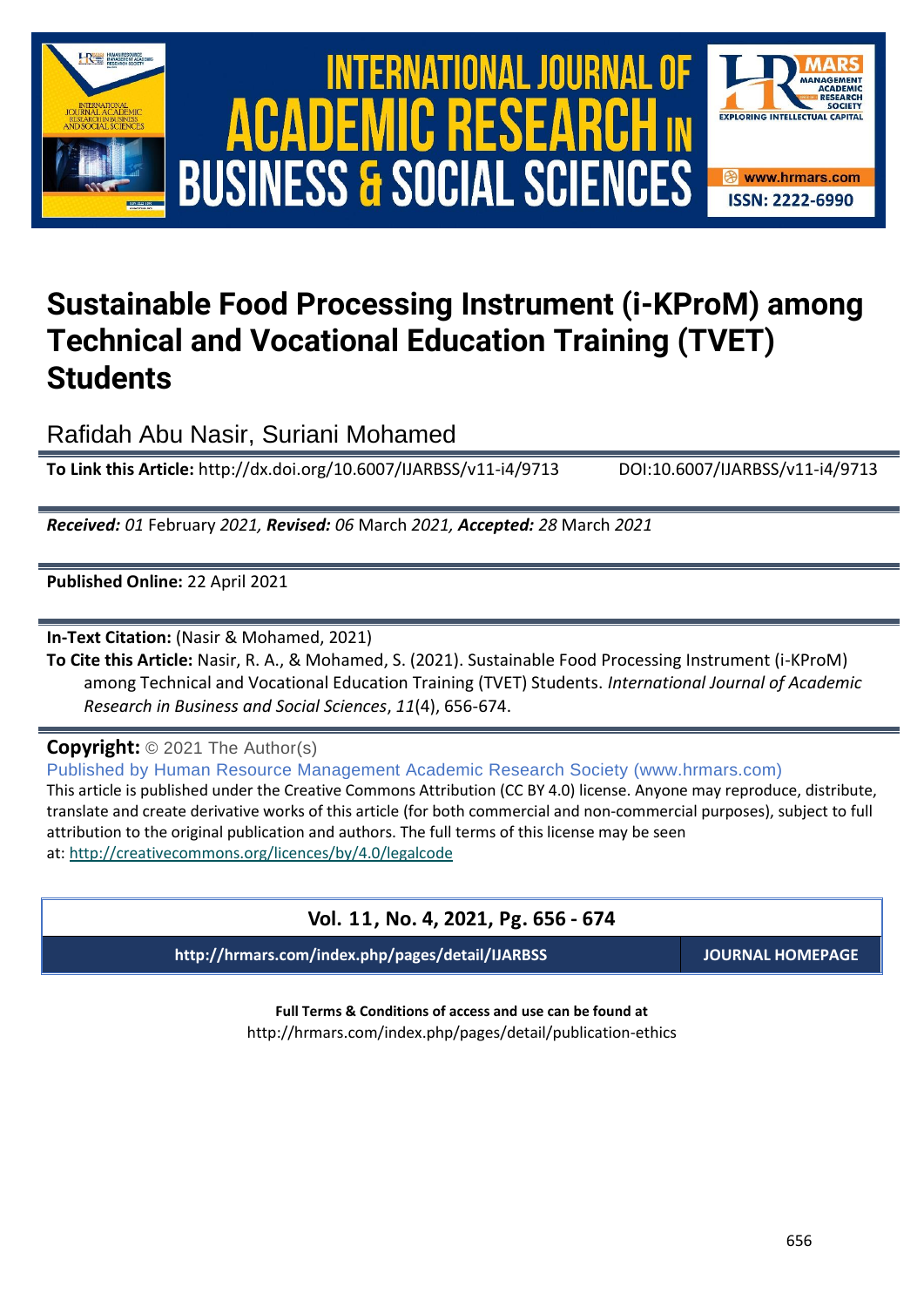# Sustainable Food Processing Instrument (i-KProM) among Technical and Vocational Education Training (TVET) Students

Rafidah Abu Nasir, Suriani Mohamed

**To Link this Article:** http://dx.doi.org/10.6007/IJARBSS/v11-i4/9713 DOI:10.6007/IJARBSS/v11-i4/9713

***Received:** 01* February *2021, **Revised:** 06* March *2021, **Accepted:** 28* March *2021*

**Published Online:** 22 April 2021

**In-Text Citation:** (Nasir & Mohamed, 2021)

**To Cite this Article:** Nasir, R. A., & Mohamed, S. (2021). Sustainable Food Processing Instrument (i-KProM) among Technical and Vocational Education Training (TVET) Students. *International Journal of Academic Research in Business and Social Sciences*, *11*(4), 656-674.

**Copyright:** © 2021 The Author(s)

Published by Human Resource Management Academic Research Society (www.hrmars.com)

This article is published under the Creative Commons Attribution (CC BY 4.0) license. Anyone may reproduce, distribute, translate and create derivative works of this article (for both commercial and non-commercial purposes), subject to full attribution to the original publication and authors. The full terms of this license may be seen at: http://creativecommons.org/licences/by/4.0/legalcode

**Vol. 11, No. 4, 2021, Pg. 656 - 674**

**http://hrmars.com/index.php/pages/detail/IJARBSS** **JOURNAL HOMEPAGE**

**Full Terms & Conditions of access and use can be found at**

http://hrmars.com/index.php/pages/detail/publication-ethics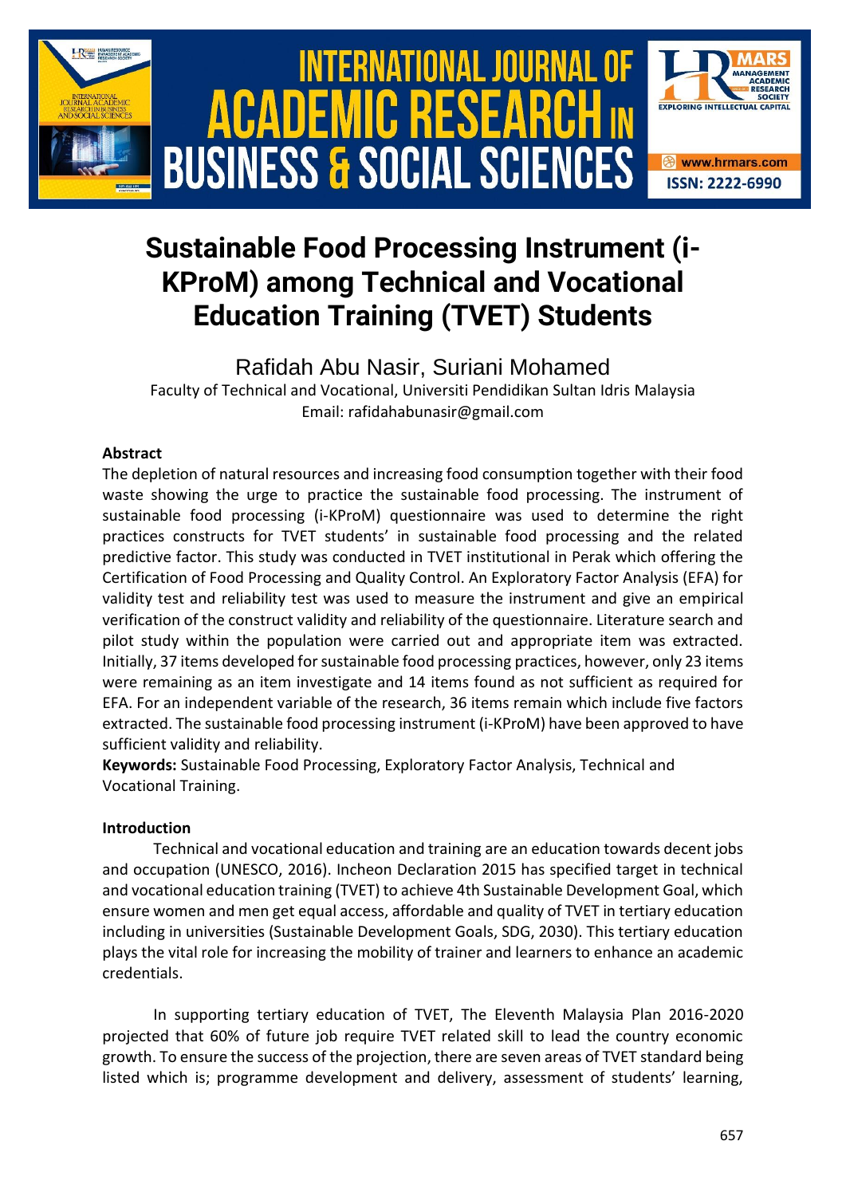# Sustainable Food Processing Instrument (i-KProM) among Technical and Vocational Education Training (TVET) Students

Rafidah Abu Nasir, Suriani Mohamed

Faculty of Technical and Vocational, Universiti Pendidikan Sultan Idris Malaysia
Email: rafidahabunasir@gmail.com

### Abstract

The depletion of natural resources and increasing food consumption together with their food waste showing the urge to practice the sustainable food processing. The instrument of sustainable food processing (i-KProM) questionnaire was used to determine the right practices constructs for TVET students' in sustainable food processing and the related predictive factor. This study was conducted in TVET institutional in Perak which offering the Certification of Food Processing and Quality Control. An Exploratory Factor Analysis (EFA) for validity test and reliability test was used to measure the instrument and give an empirical verification of the construct validity and reliability of the questionnaire. Literature search and pilot study within the population were carried out and appropriate item was extracted. Initially, 37 items developed for sustainable food processing practices, however, only 23 items were remaining as an item investigate and 14 items found as not sufficient as required for EFA. For an independent variable of the research, 36 items remain which include five factors extracted. The sustainable food processing instrument (i-KProM) have been approved to have sufficient validity and reliability.

**Keywords:** Sustainable Food Processing, Exploratory Factor Analysis, Technical and Vocational Training.

### Introduction

Technical and vocational education and training are an education towards decent jobs and occupation (UNESCO, 2016). Incheon Declaration 2015 has specified target in technical and vocational education training (TVET) to achieve 4th Sustainable Development Goal, which ensure women and men get equal access, affordable and quality of TVET in tertiary education including in universities (Sustainable Development Goals, SDG, 2030). This tertiary education plays the vital role for increasing the mobility of trainer and learners to enhance an academic credentials.

In supporting tertiary education of TVET, The Eleventh Malaysia Plan 2016-2020 projected that 60% of future job require TVET related skill to lead the country economic growth. To ensure the success of the projection, there are seven areas of TVET standard being listed which is; programme development and delivery, assessment of students' learning,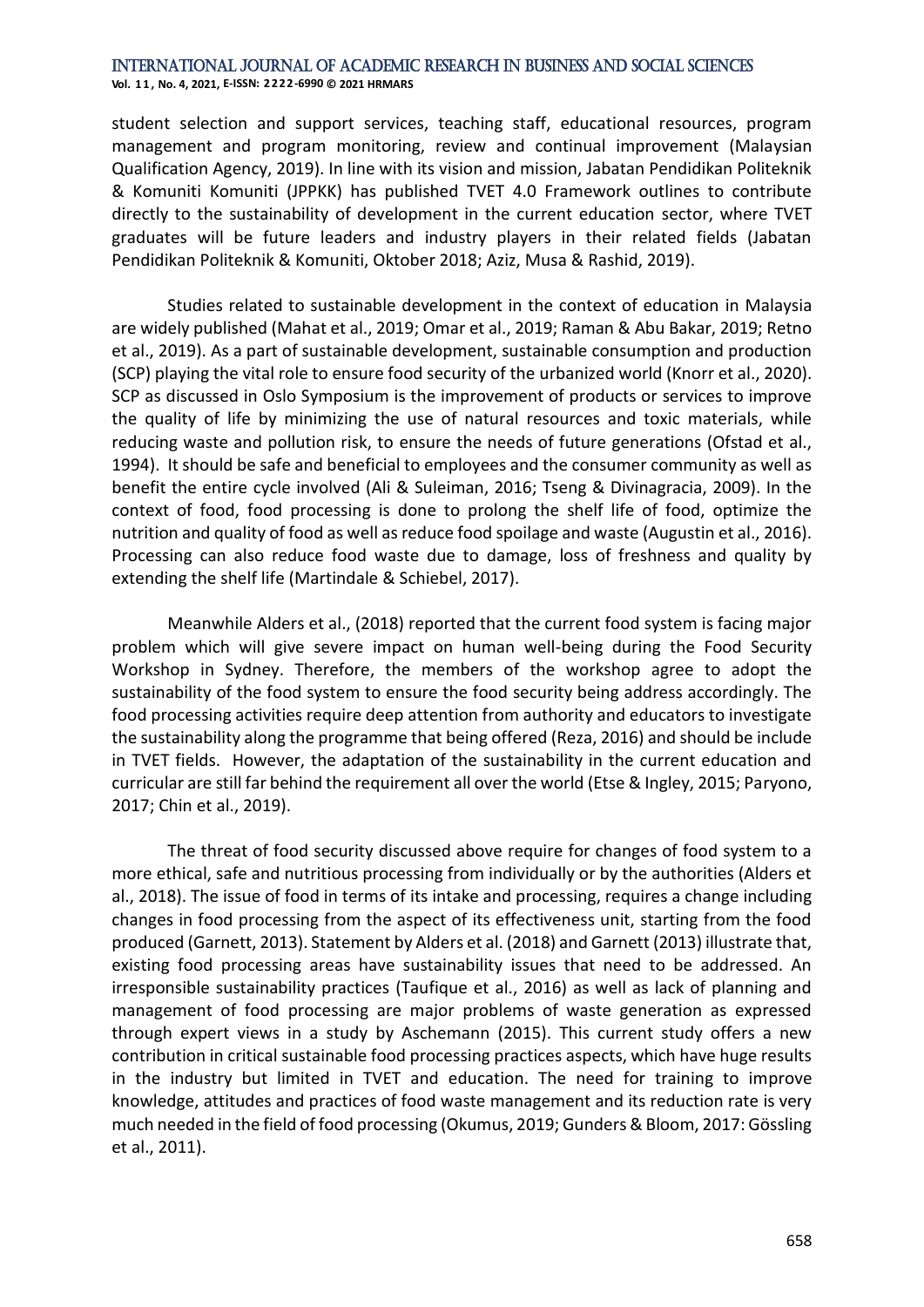student selection and support services, teaching staff, educational resources, program management and program monitoring, review and continual improvement (Malaysian Qualification Agency, 2019). In line with its vision and mission, Jabatan Pendidikan Politeknik & Komuniti Komuniti (JPPKK) has published TVET 4.0 Framework outlines to contribute directly to the sustainability of development in the current education sector, where TVET graduates will be future leaders and industry players in their related fields (Jabatan Pendidikan Politeknik & Komuniti, Oktober 2018; Aziz, Musa & Rashid, 2019).

Studies related to sustainable development in the context of education in Malaysia are widely published (Mahat et al., 2019; Omar et al., 2019; Raman & Abu Bakar, 2019; Retno et al., 2019). As a part of sustainable development, sustainable consumption and production (SCP) playing the vital role to ensure food security of the urbanized world (Knorr et al., 2020). SCP as discussed in Oslo Symposium is the improvement of products or services to improve the quality of life by minimizing the use of natural resources and toxic materials, while reducing waste and pollution risk, to ensure the needs of future generations (Ofstad et al., 1994). It should be safe and beneficial to employees and the consumer community as well as benefit the entire cycle involved (Ali & Suleiman, 2016; Tseng & Divinagracia, 2009). In the context of food, food processing is done to prolong the shelf life of food, optimize the nutrition and quality of food as well as reduce food spoilage and waste (Augustin et al., 2016). Processing can also reduce food waste due to damage, loss of freshness and quality by extending the shelf life (Martindale & Schiebel, 2017).

Meanwhile Alders et al., (2018) reported that the current food system is facing major problem which will give severe impact on human well-being during the Food Security Workshop in Sydney. Therefore, the members of the workshop agree to adopt the sustainability of the food system to ensure the food security being address accordingly. The food processing activities require deep attention from authority and educators to investigate the sustainability along the programme that being offered (Reza, 2016) and should be include in TVET fields. However, the adaptation of the sustainability in the current education and curricular are still far behind the requirement all over the world (Etse & Ingley, 2015; Paryono, 2017; Chin et al., 2019).

The threat of food security discussed above require for changes of food system to a more ethical, safe and nutritious processing from individually or by the authorities (Alders et al., 2018). The issue of food in terms of its intake and processing, requires a change including changes in food processing from the aspect of its effectiveness unit, starting from the food produced (Garnett, 2013). Statement by Alders et al. (2018) and Garnett (2013) illustrate that, existing food processing areas have sustainability issues that need to be addressed. An irresponsible sustainability practices (Taufique et al., 2016) as well as lack of planning and management of food processing are major problems of waste generation as expressed through expert views in a study by Aschemann (2015). This current study offers a new contribution in critical sustainable food processing practices aspects, which have huge results in the industry but limited in TVET and education. The need for training to improve knowledge, attitudes and practices of food waste management and its reduction rate is very much needed in the field of food processing (Okumus, 2019; Gunders & Bloom, 2017: Gössling et al., 2011).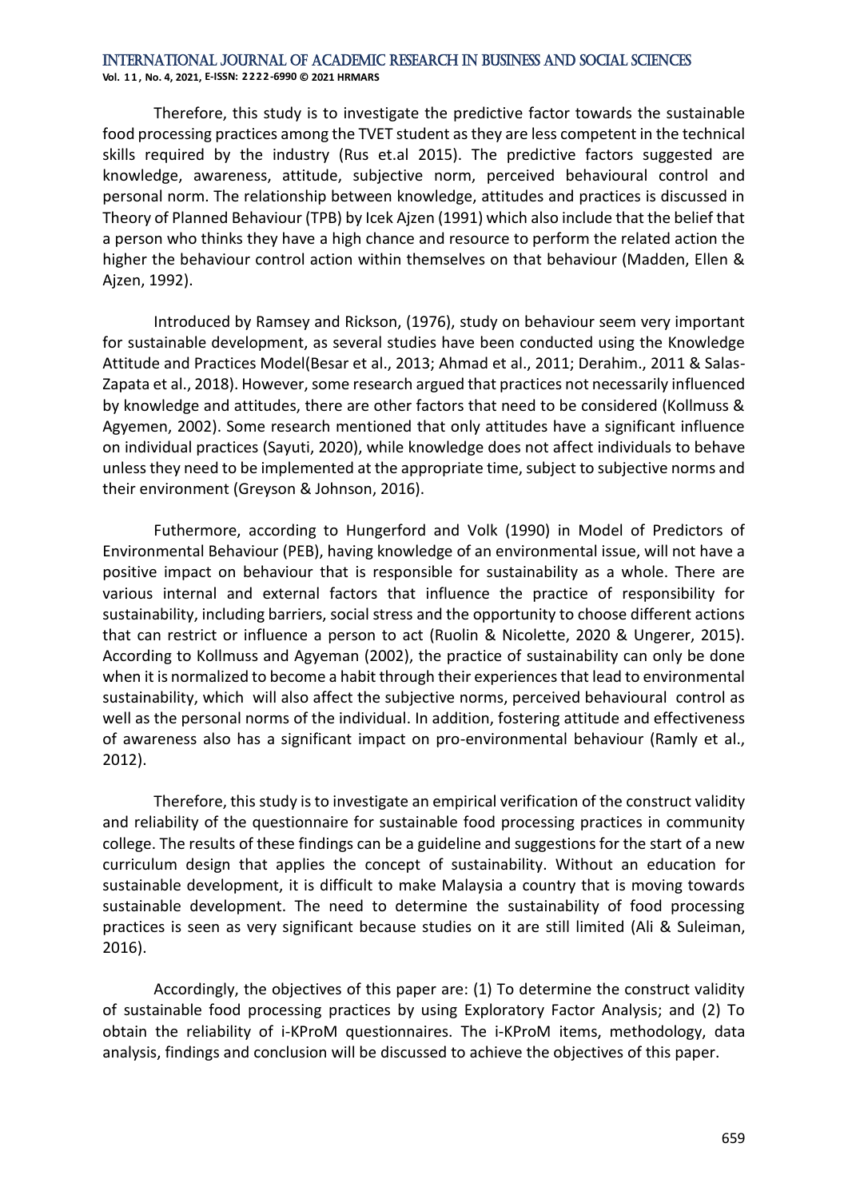Therefore, this study is to investigate the predictive factor towards the sustainable food processing practices among the TVET student as they are less competent in the technical skills required by the industry (Rus et.al 2015). The predictive factors suggested are knowledge, awareness, attitude, subjective norm, perceived behavioural control and personal norm. The relationship between knowledge, attitudes and practices is discussed in Theory of Planned Behaviour (TPB) by Icek Ajzen (1991) which also include that the belief that a person who thinks they have a high chance and resource to perform the related action the higher the behaviour control action within themselves on that behaviour (Madden, Ellen & Ajzen, 1992).

Introduced by Ramsey and Rickson, (1976), study on behaviour seem very important for sustainable development, as several studies have been conducted using the Knowledge Attitude and Practices Model(Besar et al., 2013; Ahmad et al., 2011; Derahim., 2011 & Salas-Zapata et al., 2018). However, some research argued that practices not necessarily influenced by knowledge and attitudes, there are other factors that need to be considered (Kollmuss & Agyemen, 2002). Some research mentioned that only attitudes have a significant influence on individual practices (Sayuti, 2020), while knowledge does not affect individuals to behave unless they need to be implemented at the appropriate time, subject to subjective norms and their environment (Greyson & Johnson, 2016).

Futhermore, according to Hungerford and Volk (1990) in Model of Predictors of Environmental Behaviour (PEB), having knowledge of an environmental issue, will not have a positive impact on behaviour that is responsible for sustainability as a whole. There are various internal and external factors that influence the practice of responsibility for sustainability, including barriers, social stress and the opportunity to choose different actions that can restrict or influence a person to act (Ruolin & Nicolette, 2020 & Ungerer, 2015). According to Kollmuss and Agyeman (2002), the practice of sustainability can only be done when it is normalized to become a habit through their experiences that lead to environmental sustainability, which will also affect the subjective norms, perceived behavioural control as well as the personal norms of the individual. In addition, fostering attitude and effectiveness of awareness also has a significant impact on pro-environmental behaviour (Ramly et al., 2012).

Therefore, this study is to investigate an empirical verification of the construct validity and reliability of the questionnaire for sustainable food processing practices in community college. The results of these findings can be a guideline and suggestions for the start of a new curriculum design that applies the concept of sustainability. Without an education for sustainable development, it is difficult to make Malaysia a country that is moving towards sustainable development. The need to determine the sustainability of food processing practices is seen as very significant because studies on it are still limited (Ali & Suleiman, 2016).

Accordingly, the objectives of this paper are: (1) To determine the construct validity of sustainable food processing practices by using Exploratory Factor Analysis; and (2) To obtain the reliability of i-KProM questionnaires. The i-KProM items, methodology, data analysis, findings and conclusion will be discussed to achieve the objectives of this paper.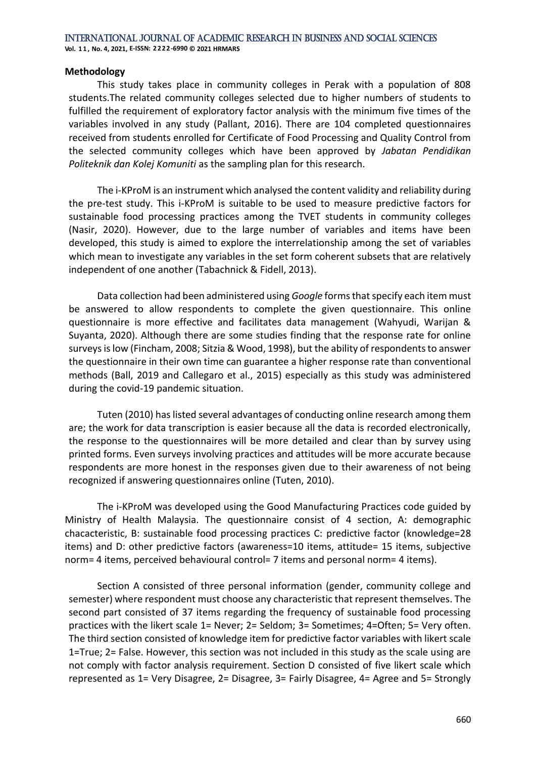## Methodology

This study takes place in community colleges in Perak with a population of 808 students.The related community colleges selected due to higher numbers of students to fulfilled the requirement of exploratory factor analysis with the minimum five times of the variables involved in any study (Pallant, 2016). There are 104 completed questionnaires received from students enrolled for Certificate of Food Processing and Quality Control from the selected community colleges which have been approved by *Jabatan Pendidikan Politeknik dan Kolej Komuniti* as the sampling plan for this research.

The i-KProM is an instrument which analysed the content validity and reliability during the pre-test study. This i-KProM is suitable to be used to measure predictive factors for sustainable food processing practices among the TVET students in community colleges (Nasir, 2020). However, due to the large number of variables and items have been developed, this study is aimed to explore the interrelationship among the set of variables which mean to investigate any variables in the set form coherent subsets that are relatively independent of one another (Tabachnick & Fidell, 2013).

Data collection had been administered using *Google* forms that specify each item must be answered to allow respondents to complete the given questionnaire. This online questionnaire is more effective and facilitates data management (Wahyudi, Warijan & Suyanta, 2020). Although there are some studies finding that the response rate for online surveys is low (Fincham, 2008; Sitzia & Wood, 1998), but the ability of respondents to answer the questionnaire in their own time can guarantee a higher response rate than conventional methods (Ball, 2019 and Callegaro et al., 2015) especially as this study was administered during the covid-19 pandemic situation.

Tuten (2010) has listed several advantages of conducting online research among them are; the work for data transcription is easier because all the data is recorded electronically, the response to the questionnaires will be more detailed and clear than by survey using printed forms. Even surveys involving practices and attitudes will be more accurate because respondents are more honest in the responses given due to their awareness of not being recognized if answering questionnaires online (Tuten, 2010).

The i-KProM was developed using the Good Manufacturing Practices code guided by Ministry of Health Malaysia. The questionnaire consist of 4 section, A: demographic chacacteristic, B: sustainable food processing practices C: predictive factor (knowledge=28 items) and D: other predictive factors (awareness=10 items, attitude= 15 items, subjective norm= 4 items, perceived behavioural control= 7 items and personal norm= 4 items).

Section A consisted of three personal information (gender, community college and semester) where respondent must choose any characteristic that represent themselves. The second part consisted of 37 items regarding the frequency of sustainable food processing practices with the likert scale 1= Never; 2= Seldom; 3= Sometimes; 4=Often; 5= Very often. The third section consisted of knowledge item for predictive factor variables with likert scale 1=True; 2= False. However, this section was not included in this study as the scale using are not comply with factor analysis requirement. Section D consisted of five likert scale which represented as 1= Very Disagree, 2= Disagree, 3= Fairly Disagree, 4= Agree and 5= Strongly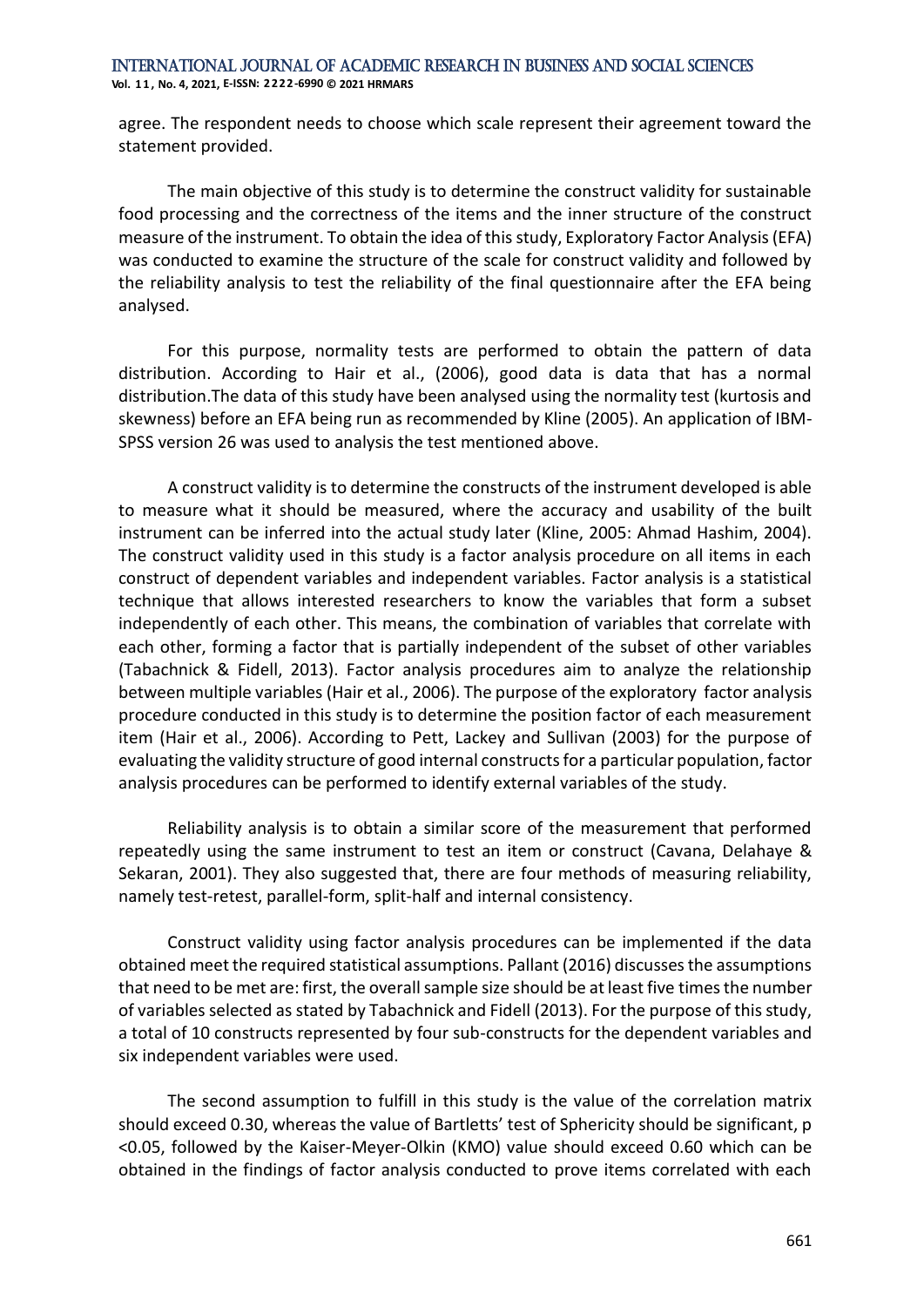agree. The respondent needs to choose which scale represent their agreement toward the statement provided.

The main objective of this study is to determine the construct validity for sustainable food processing and the correctness of the items and the inner structure of the construct measure of the instrument. To obtain the idea of this study, Exploratory Factor Analysis (EFA) was conducted to examine the structure of the scale for construct validity and followed by the reliability analysis to test the reliability of the final questionnaire after the EFA being analysed.

For this purpose, normality tests are performed to obtain the pattern of data distribution. According to Hair et al., (2006), good data is data that has a normal distribution.The data of this study have been analysed using the normality test (kurtosis and skewness) before an EFA being run as recommended by Kline (2005). An application of IBM-SPSS version 26 was used to analysis the test mentioned above.

A construct validity is to determine the constructs of the instrument developed is able to measure what it should be measured, where the accuracy and usability of the built instrument can be inferred into the actual study later (Kline, 2005: Ahmad Hashim, 2004). The construct validity used in this study is a factor analysis procedure on all items in each construct of dependent variables and independent variables. Factor analysis is a statistical technique that allows interested researchers to know the variables that form a subset independently of each other. This means, the combination of variables that correlate with each other, forming a factor that is partially independent of the subset of other variables (Tabachnick & Fidell, 2013). Factor analysis procedures aim to analyze the relationship between multiple variables (Hair et al., 2006). The purpose of the exploratory factor analysis procedure conducted in this study is to determine the position factor of each measurement item (Hair et al., 2006). According to Pett, Lackey and Sullivan (2003) for the purpose of evaluating the validity structure of good internal constructs for a particular population, factor analysis procedures can be performed to identify external variables of the study.

Reliability analysis is to obtain a similar score of the measurement that performed repeatedly using the same instrument to test an item or construct (Cavana, Delahaye & Sekaran, 2001). They also suggested that, there are four methods of measuring reliability, namely test-retest, parallel-form, split-half and internal consistency.

Construct validity using factor analysis procedures can be implemented if the data obtained meet the required statistical assumptions. Pallant (2016) discusses the assumptions that need to be met are: first, the overall sample size should be at least five times the number of variables selected as stated by Tabachnick and Fidell (2013). For the purpose of this study, a total of 10 constructs represented by four sub-constructs for the dependent variables and six independent variables were used.

The second assumption to fulfill in this study is the value of the correlation matrix should exceed 0.30, whereas the value of Bartletts' test of Sphericity should be significant, $p < 0.05$, followed by the Kaiser-Meyer-Olkin (KMO) value should exceed 0.60 which can be obtained in the findings of factor analysis conducted to prove items correlated with each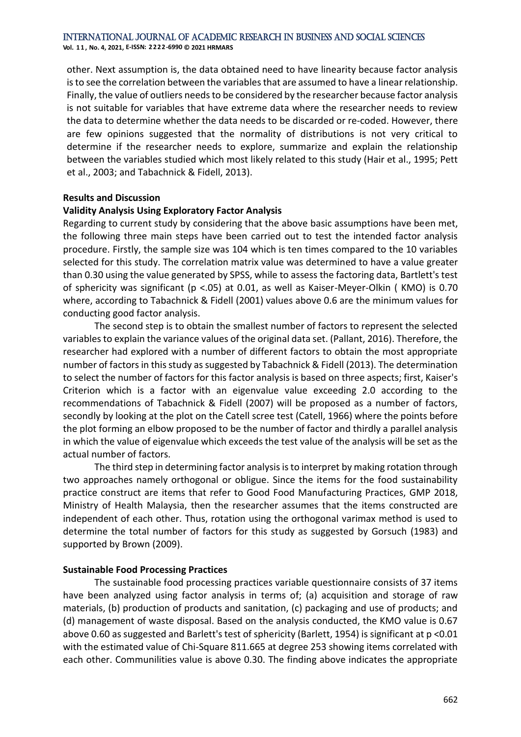other. Next assumption is, the data obtained need to have linearity because factor analysis is to see the correlation between the variables that are assumed to have a linear relationship. Finally, the value of outliers needs to be considered by the researcher because factor analysis is not suitable for variables that have extreme data where the researcher needs to review the data to determine whether the data needs to be discarded or re-coded. However, there are few opinions suggested that the normality of distributions is not very critical to determine if the researcher needs to explore, summarize and explain the relationship between the variables studied which most likely related to this study (Hair et al., 1995; Pett et al., 2003; and Tabachnick & Fidell, 2013).

## Results and Discussion

### Validity Analysis Using Exploratory Factor Analysis

Regarding to current study by considering that the above basic assumptions have been met, the following three main steps have been carried out to test the intended factor analysis procedure. Firstly, the sample size was 104 which is ten times compared to the 10 variables selected for this study. The correlation matrix value was determined to have a value greater than 0.30 using the value generated by SPSS, while to assess the factoring data, Bartlett's test of sphericity was significant ($p < .05$) at 0.01, as well as Kaiser-Meyer-Olkin ( KMO) is 0.70 where, according to Tabachnick & Fidell (2001) values above 0.6 are the minimum values for conducting good factor analysis.

The second step is to obtain the smallest number of factors to represent the selected variables to explain the variance values of the original data set. (Pallant, 2016). Therefore, the researcher had explored with a number of different factors to obtain the most appropriate number of factors in this study as suggested by Tabachnick & Fidell (2013). The determination to select the number of factors for this factor analysis is based on three aspects; first, Kaiser's Criterion which is a factor with an eigenvalue value exceeding 2.0 according to the recommendations of Tabachnick & Fidell (2007) will be proposed as a number of factors, secondly by looking at the plot on the Catell scree test (Catell, 1966) where the points before the plot forming an elbow proposed to be the number of factor and thirdly a parallel analysis in which the value of eigenvalue which exceeds the test value of the analysis will be set as the actual number of factors.

The third step in determining factor analysis is to interpret by making rotation through two approaches namely orthogonal or obligue. Since the items for the food sustainability practice construct are items that refer to Good Food Manufacturing Practices, GMP 2018, Ministry of Health Malaysia, then the researcher assumes that the items constructed are independent of each other. Thus, rotation using the orthogonal varimax method is used to determine the total number of factors for this study as suggested by Gorsuch (1983) and supported by Brown (2009).

### Sustainable Food Processing Practices

The sustainable food processing practices variable questionnaire consists of 37 items have been analyzed using factor analysis in terms of; (a) acquisition and storage of raw materials, (b) production of products and sanitation, (c) packaging and use of products; and (d) management of waste disposal. Based on the analysis conducted, the KMO value is 0.67 above 0.60 as suggested and Barlett's test of sphericity (Barlett, 1954) is significant at $p < 0.01$ with the estimated value of Chi-Square 811.665 at degree 253 showing items correlated with each other. Communilities value is above 0.30. The finding above indicates the appropriate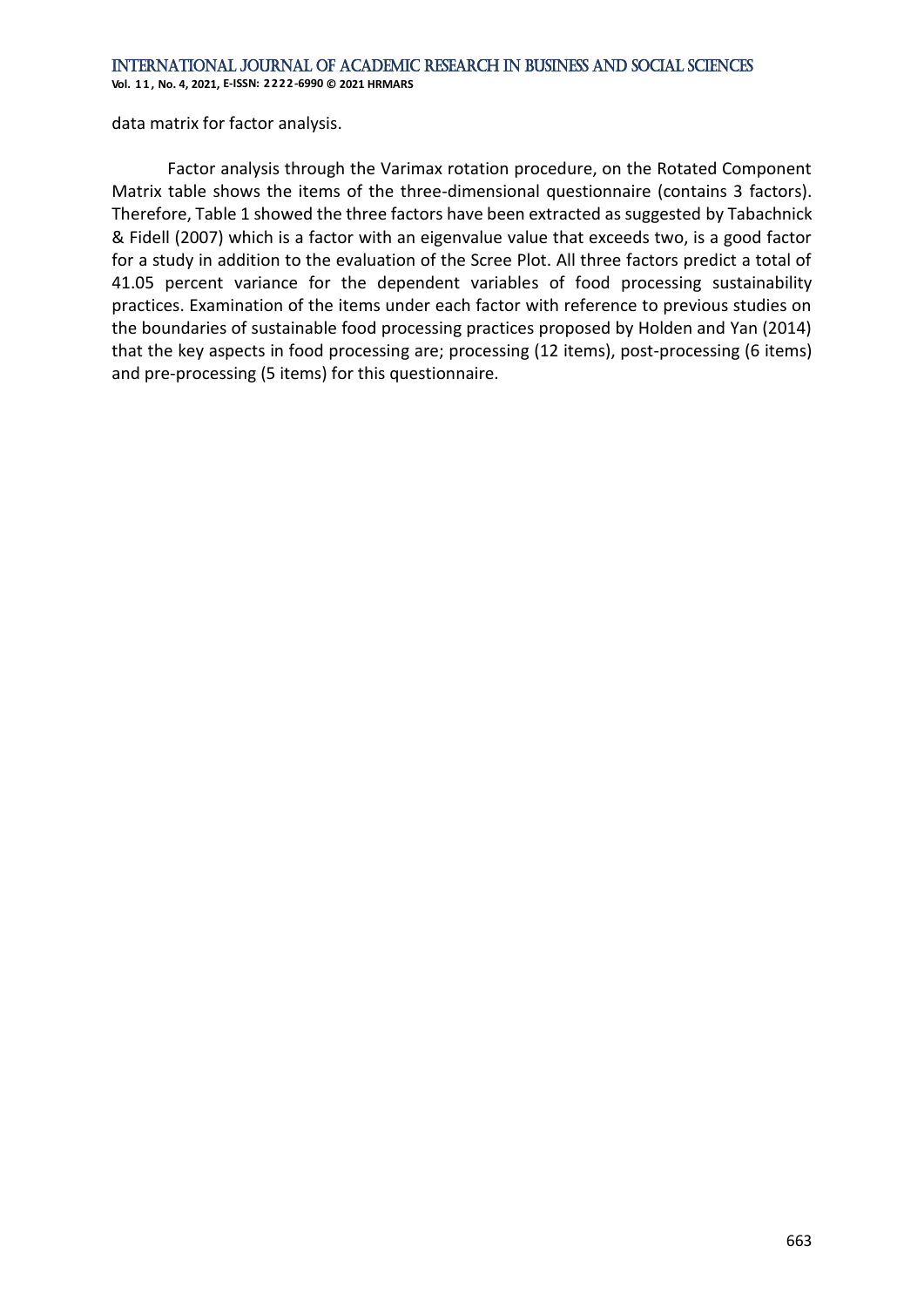data matrix for factor analysis.

Factor analysis through the Varimax rotation procedure, on the Rotated Component Matrix table shows the items of the three-dimensional questionnaire (contains 3 factors). Therefore, Table 1 showed the three factors have been extracted as suggested by Tabachnick & Fidell (2007) which is a factor with an eigenvalue value that exceeds two, is a good factor for a study in addition to the evaluation of the Scree Plot. All three factors predict a total of 41.05 percent variance for the dependent variables of food processing sustainability practices. Examination of the items under each factor with reference to previous studies on the boundaries of sustainable food processing practices proposed by Holden and Yan (2014) that the key aspects in food processing are; processing (12 items), post-processing (6 items) and pre-processing (5 items) for this questionnaire.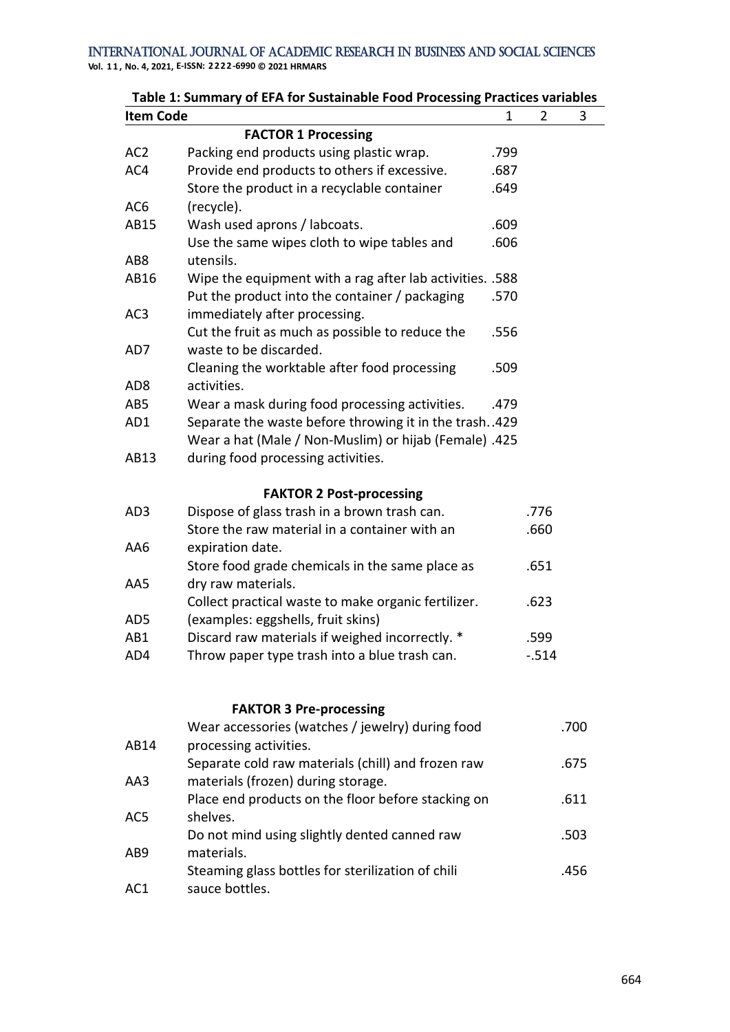**Table 1: Summary of EFA for Sustainable Food Processing Practices variables**

| Item Code | | 1 | 2 | 3 |
|---|---|---|---|---|
| | **FACTOR 1 Processing** | | | |
| AC2 | Packing end products using plastic wrap. | .799 | | |
| AC4 | Provide end products to others if excessive. | .687 | | |
| AC6 | Store the product in a recyclable container (recycle). | .649 | | |
| AB15 | Wash used aprons / labcoats. | .609 | | |
| AB8 | Use the same wipes cloth to wipe tables and utensils. | .606 | | |
| AB16 | Wipe the equipment with a rag after lab activities. | .588 | | |
| AC3 | Put the product into the container / packaging immediately after processing. | .570 | | |
| AD7 | Cut the fruit as much as possible to reduce the waste to be discarded. | .556 | | |
| AD8 | Cleaning the worktable after food processing activities. | .509 | | |
| AB5 | Wear a mask during food processing activities. | .479 | | |
| AD1 | Separate the waste before throwing it in the trash. | .429 | | |
| AB13 | Wear a hat (Male / Non-Muslim) or hijab (Female) during food processing activities. | .425 | | |
| | **FAKTOR 2 Post-processing** | | | |
| AD3 | Dispose of glass trash in a brown trash can. | | .776 | |
| AA6 | Store the raw material in a container with an expiration date. | | .660 | |
| AA5 | Store food grade chemicals in the same place as dry raw materials. | | .651 | |
| AD5 | Collect practical waste to make organic fertilizer. (examples: eggshells, fruit skins) | | .623 | |
| AB1 | Discard raw materials if weighed incorrectly. * | | .599 | |
| AD4 | Throw paper type trash into a blue trash can. | | -.514 | |
| | **FAKTOR 3 Pre-processing** | | | |
| AB14 | Wear accessories (watches / jewelry) during food processing activities. | | | .700 |
| AA3 | Separate cold raw materials (chill) and frozen raw materials (frozen) during storage. | | | .675 |
| AC5 | Place end products on the floor before stacking on shelves. | | | .611 |
| AB9 | Do not mind using slightly dented canned raw materials. | | | .503 |
| AC1 | Steaming glass bottles for sterilization of chili sauce bottles. | | | .456 |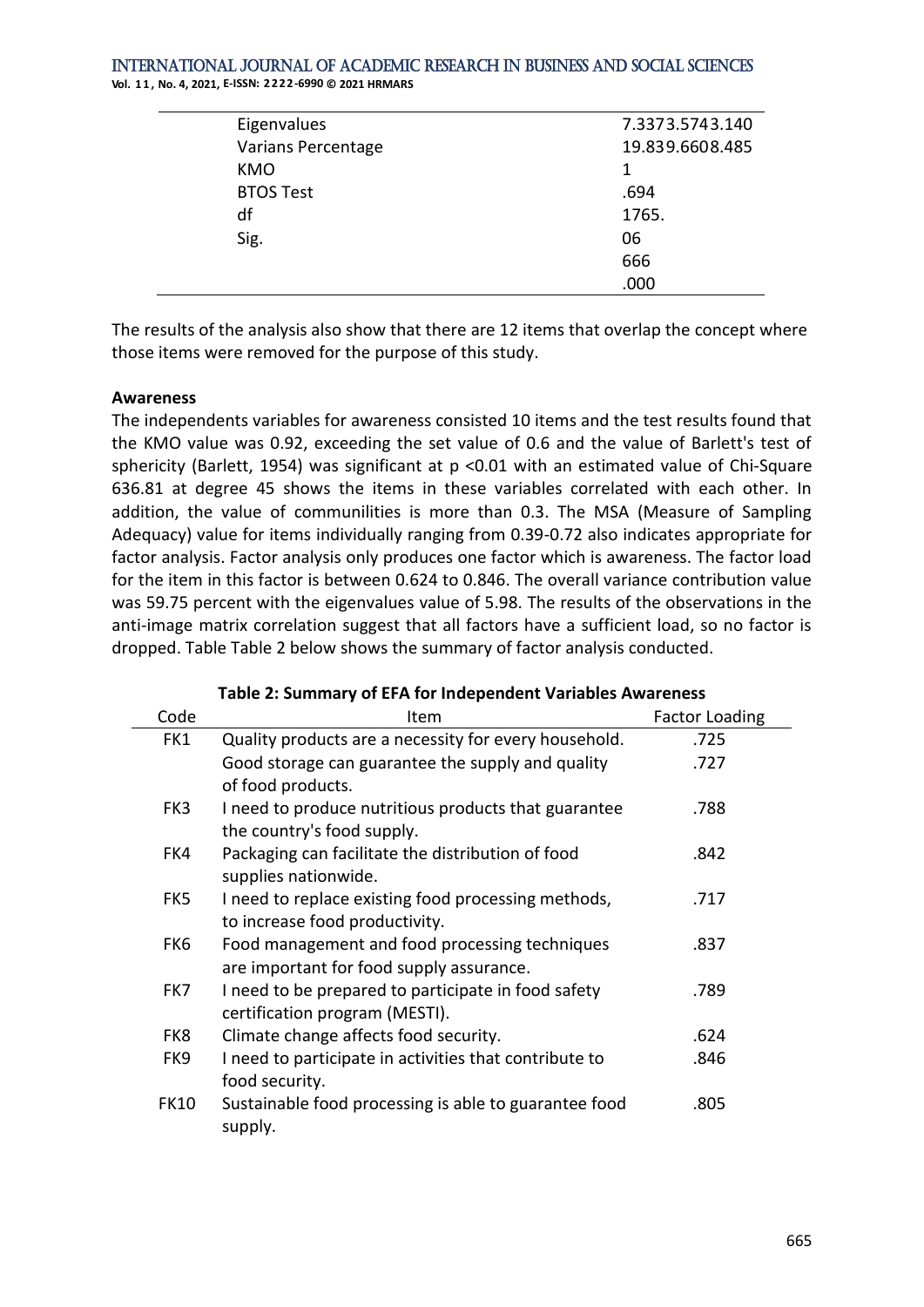| | |
|---|---|
| Eigenvalues | 7.3373.5743.140 |
| Varians Percentage | 19.839.6608.485 |
| KMO | 1 |
| BTOS Test | .694 |
| df | 1765. |
| Sig. | 06 |
| | 666 |
| | .000 |

The results of the analysis also show that there are 12 items that overlap the concept where those items were removed for the purpose of this study.

**Awareness**

The independents variables for awareness consisted 10 items and the test results found that the KMO value was 0.92, exceeding the set value of 0.6 and the value of Barlett's test of sphericity (Barlett, 1954) was significant at $p < 0.01$ with an estimated value of Chi-Square 636.81 at degree 45 shows the items in these variables correlated with each other. In addition, the value of communilities is more than 0.3. The MSA (Measure of Sampling Adequacy) value for items individually ranging from 0.39-0.72 also indicates appropriate for factor analysis. Factor analysis only produces one factor which is awareness. The factor load for the item in this factor is between 0.624 to 0.846. The overall variance contribution value was 59.75 percent with the eigenvalues value of 5.98. The results of the observations in the anti-image matrix correlation suggest that all factors have a sufficient load, so no factor is dropped. Table Table 2 below shows the summary of factor analysis conducted.

**Table 2: Summary of EFA for Independent Variables Awareness**

| Code | Item | Factor Loading |
|---|---|---|
| FK1 | Quality products are a necessity for every household. | .725 |
| | Good storage can guarantee the supply and quality of food products. | .727 |
| FK3 | I need to produce nutritious products that guarantee the country's food supply. | .788 |
| FK4 | Packaging can facilitate the distribution of food supplies nationwide. | .842 |
| FK5 | I need to replace existing food processing methods, to increase food productivity. | .717 |
| FK6 | Food management and food processing techniques are important for food supply assurance. | .837 |
| FK7 | I need to be prepared to participate in food safety certification program (MESTI). | .789 |
| FK8 | Climate change affects food security. | .624 |
| FK9 | I need to participate in activities that contribute to food security. | .846 |
| FK10 | Sustainable food processing is able to guarantee food supply. | .805 |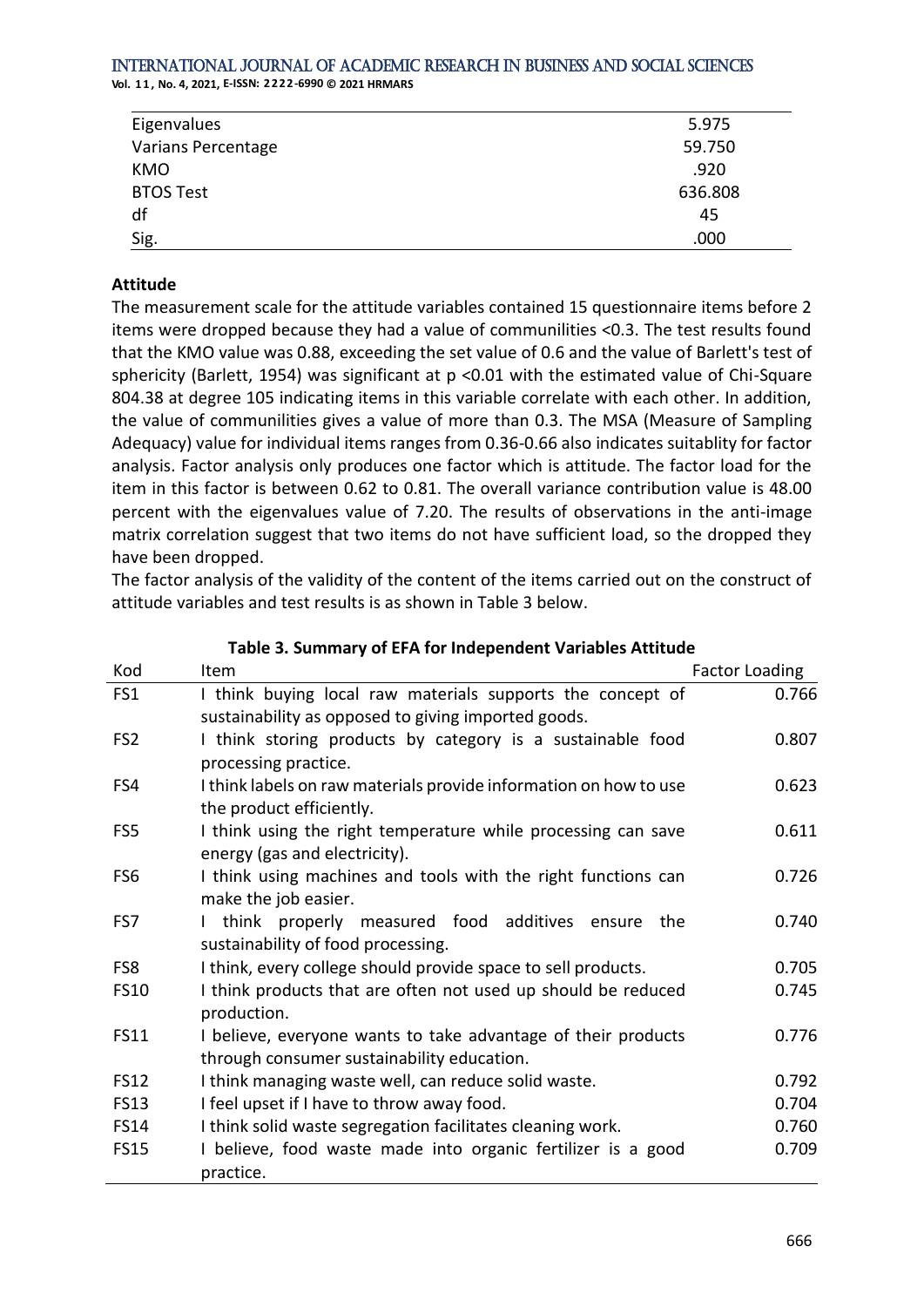| | |
|---|---|
| Eigenvalues | 5.975 |
| Varians Percentage | 59.750 |
| KMO | .920 |
| BTOS Test | 636.808 |
| df | 45 |
| Sig. | .000 |

**Attitude**

The measurement scale for the attitude variables contained 15 questionnaire items before 2 items were dropped because they had a value of communilities <0.3. The test results found that the KMO value was 0.88, exceeding the set value of 0.6 and the value of Barlett's test of sphericity (Barlett, 1954) was significant at p <0.01 with the estimated value of Chi-Square 804.38 at degree 105 indicating items in this variable correlate with each other. In addition, the value of communilities gives a value of more than 0.3. The MSA (Measure of Sampling Adequacy) value for individual items ranges from 0.36-0.66 also indicates suitablity for factor analysis. Factor analysis only produces one factor which is attitude. The factor load for the item in this factor is between 0.62 to 0.81. The overall variance contribution value is 48.00 percent with the eigenvalues value of 7.20. The results of observations in the anti-image matrix correlation suggest that two items do not have sufficient load, so the dropped they have been dropped.

The factor analysis of the validity of the content of the items carried out on the construct of attitude variables and test results is as shown in Table 3 below.

**Table 3. Summary of EFA for Independent Variables Attitude**

| Kod | Item | Factor Loading |
|---|---|---|
| FS1 | I think buying local raw materials supports the concept of sustainability as opposed to giving imported goods. | 0.766 |
| FS2 | I think storing products by category is a sustainable food processing practice. | 0.807 |
| FS4 | I think labels on raw materials provide information on how to use the product efficiently. | 0.623 |
| FS5 | I think using the right temperature while processing can save energy (gas and electricity). | 0.611 |
| FS6 | I think using machines and tools with the right functions can make the job easier. | 0.726 |
| FS7 | I think properly measured food additives ensure the sustainability of food processing. | 0.740 |
| FS8 | I think, every college should provide space to sell products. | 0.705 |
| FS10 | I think products that are often not used up should be reduced production. | 0.745 |
| FS11 | I believe, everyone wants to take advantage of their products through consumer sustainability education. | 0.776 |
| FS12 | I think managing waste well, can reduce solid waste. | 0.792 |
| FS13 | I feel upset if I have to throw away food. | 0.704 |
| FS14 | I think solid waste segregation facilitates cleaning work. | 0.760 |
| FS15 | I believe, food waste made into organic fertilizer is a good practice. | 0.709 |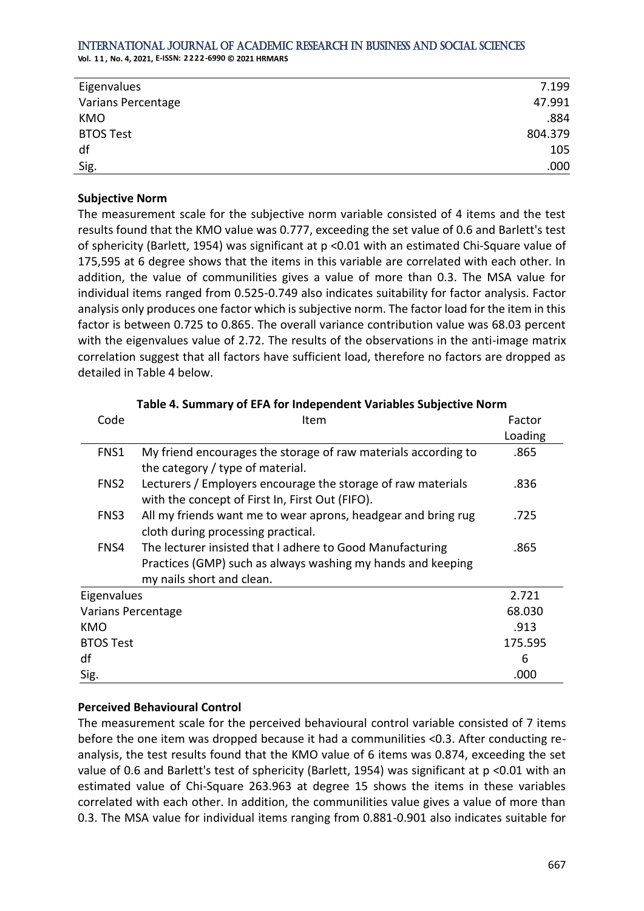| | |
|---|---|
| Eigenvalues | 7.199 |
| Varians Percentage | 47.991 |
| KMO | .884 |
| BTOS Test | 804.379 |
| df | 105 |
| Sig. | .000 |

**Subjective Norm**

The measurement scale for the subjective norm variable consisted of 4 items and the test results found that the KMO value was 0.777, exceeding the set value of 0.6 and Barlett's test of sphericity (Barlett, 1954) was significant at p <0.01 with an estimated Chi-Square value of 175,595 at 6 degree shows that the items in this variable are correlated with each other. In addition, the value of communities gives a value of more than 0.3. The MSA value for individual items ranged from 0.525-0.749 also indicates suitability for factor analysis. Factor analysis only produces one factor which is subjective norm. The factor load for the item in this factor is between 0.725 to 0.865. The overall variance contribution value was 68.03 percent with the eigenvalues value of 2.72. The results of the observations in the anti-image matrix correlation suggest that all factors have sufficient load, therefore no factors are dropped as detailed in Table 4 below.

**Table 4. Summary of EFA for Independent Variables Subjective Norm**

| Code | Item | Factor Loading |
|---|---|---|
| FNS1 | My friend encourages the storage of raw materials according to the category / type of material. | .865 |
| FNS2 | Lecturers / Employers encourage the storage of raw materials with the concept of First In, First Out (FIFO). | .836 |
| FNS3 | All my friends want me to wear aprons, headgear and bring rug cloth during processing practical. | .725 |
| FNS4 | The lecturer insisted that I adhere to Good Manufacturing Practices (GMP) such as always washing my hands and keeping my nails short and clean. | .865 |
| Eigenvalues | | 2.721 |
| Varians Percentage | | 68.030 |
| KMO | | .913 |
| BTOS Test | | 175.595 |
| df | | 6 |
| Sig. | | .000 |

**Perceived Behavioural Control**

The measurement scale for the perceived behavioural control variable consisted of 7 items before the one item was dropped because it had a communilities <0.3. After conducting re-analysis, the test results found that the KMO value of 6 items was 0.874, exceeding the set value of 0.6 and Barlett's test of sphericity (Barlett, 1954) was significant at p <0.01 with an estimated value of Chi-Square 263.963 at degree 15 shows the items in these variables correlated with each other. In addition, the communilities value gives a value of more than 0.3. The MSA value for individual items ranging from 0.881-0.901 also indicates suitable for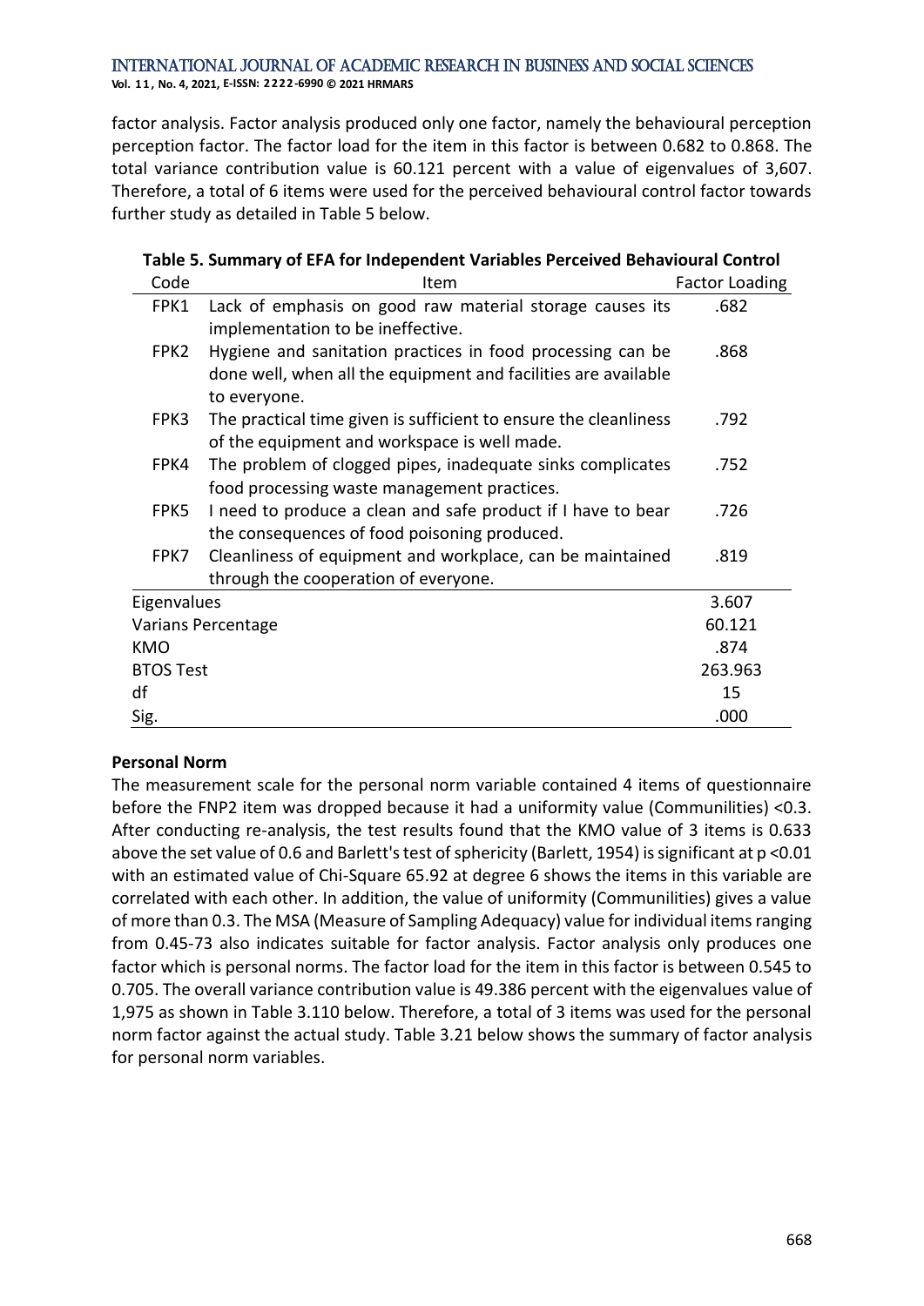factor analysis. Factor analysis produced only one factor, namely the behavioural perception perception factor. The factor load for the item in this factor is between 0.682 to 0.868. The total variance contribution value is 60.121 percent with a value of eigenvalues of 3,607. Therefore, a total of 6 items were used for the perceived behavioural control factor towards further study as detailed in Table 5 below.

**Table 5. Summary of EFA for Independent Variables Perceived Behavioural Control**

| Code | Item | Factor Loading |
|---|---|---|
| FPK1 | Lack of emphasis on good raw material storage causes its implementation to be ineffective. | .682 |
| FPK2 | Hygiene and sanitation practices in food processing can be done well, when all the equipment and facilities are available to everyone. | .868 |
| FPK3 | The practical time given is sufficient to ensure the cleanliness of the equipment and workspace is well made. | .792 |
| FPK4 | The problem of clogged pipes, inadequate sinks complicates food processing waste management practices. | .752 |
| FPK5 | I need to produce a clean and safe product if I have to bear the consequences of food poisoning produced. | .726 |
| FPK7 | Cleanliness of equipment and workplace, can be maintained through the cooperation of everyone. | .819 |
| Eigenvalues | | 3.607 |
| Varians Percentage | | 60.121 |
| KMO | | .874 |
| BTOS Test | | 263.963 |
| df | | 15 |
| Sig. | | .000 |

**Personal Norm**

The measurement scale for the personal norm variable contained 4 items of questionnaire before the FNP2 item was dropped because it had a uniformity value (Communilities) <0.3. After conducting re-analysis, the test results found that the KMO value of 3 items is 0.633 above the set value of 0.6 and Barlett's test of sphericity (Barlett, 1954) is significant at p <0.01 with an estimated value of Chi-Square 65.92 at degree 6 shows the items in this variable are correlated with each other. In addition, the value of uniformity (Communilities) gives a value of more than 0.3. The MSA (Measure of Sampling Adequacy) value for individual items ranging from 0.45-73 also indicates suitable for factor analysis. Factor analysis only produces one factor which is personal norms. The factor load for the item in this factor is between 0.545 to 0.705. The overall variance contribution value is 49.386 percent with the eigenvalues value of 1,975 as shown in Table 3.110 below. Therefore, a total of 3 items was used for the personal norm factor against the actual study. Table 3.21 below shows the summary of factor analysis for personal norm variables.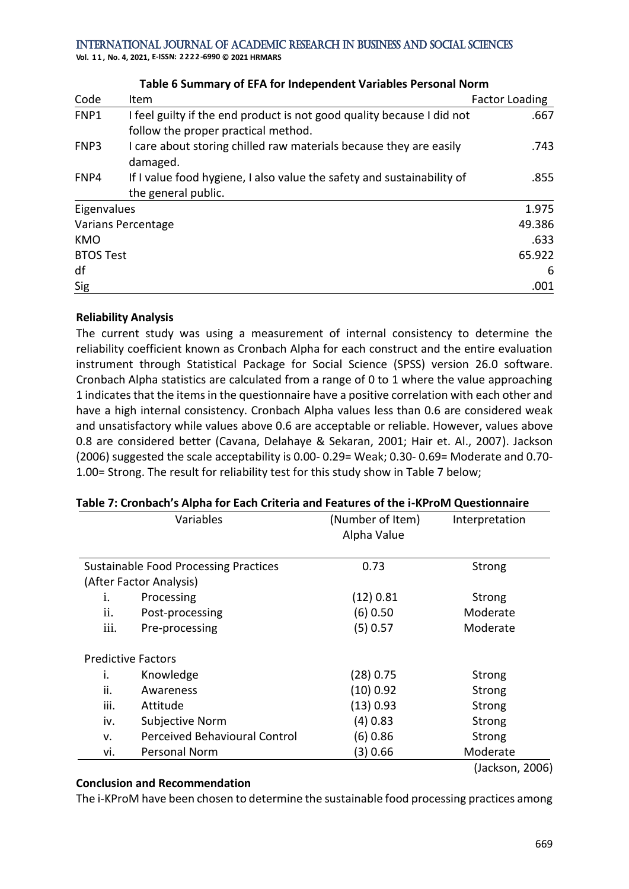**Table 6 Summary of EFA for Independent Variables Personal Norm**

| Code | Item | Factor Loading |
|---|---|---|
| FNP1 | I feel guilty if the end product is not good quality because I did not follow the proper practical method. | .667 |
| FNP3 | I care about storing chilled raw materials because they are easily damaged. | .743 |
| FNP4 | If I value food hygiene, I also value the safety and sustainability of the general public. | .855 |
| Eigenvalues | | 1.975 |
| Varians Percentage | | 49.386 |
| KMO | | .633 |
| BTOS Test | | 65.922 |
| df | | 6 |
| Sig | | .001 |

**Reliability Analysis**

The current study was using a measurement of internal consistency to determine the reliability coefficient known as Cronbach Alpha for each construct and the entire evaluation instrument through Statistical Package for Social Science (SPSS) version 26.0 software. Cronbach Alpha statistics are calculated from a range of 0 to 1 where the value approaching 1 indicates that the items in the questionnaire have a positive correlation with each other and have a high internal consistency. Cronbach Alpha values less than 0.6 are considered weak and unsatisfactory while values above 0.6 are acceptable or reliable. However, values above 0.8 are considered better (Cavana, Delahaye & Sekaran, 2001; Hair et. Al., 2007). Jackson (2006) suggested the scale acceptability is 0.00- 0.29= Weak; 0.30- 0.69= Moderate and 0.70-1.00= Strong. The result for reliability test for this study show in Table 7 below;

**Table 7: Cronbach's Alpha for Each Criteria and Features of the i-KProM Questionnaire**

| Variables | (Number of Item) Alpha Value | Interpretation |
|---|---|---|
| Sustainable Food Processing Practices (After Factor Analysis) | 0.73 | Strong |
| i. Processing | (12) 0.81 | Strong |
| ii. Post-processing | (6) 0.50 | Moderate |
| iii. Pre-processing | (5) 0.57 | Moderate |
| Predictive Factors | | |
| i. Knowledge | (28) 0.75 | Strong |
| ii. Awareness | (10) 0.92 | Strong |
| iii. Attitude | (13) 0.93 | Strong |
| iv. Subjective Norm | (4) 0.83 | Strong |
| v. Perceived Behavioural Control | (6) 0.86 | Strong |
| vi. Personal Norm | (3) 0.66 | Moderate |

(Jackson, 2006)

**Conclusion and Recommendation**

The i-KProM have been chosen to determine the sustainable food processing practices among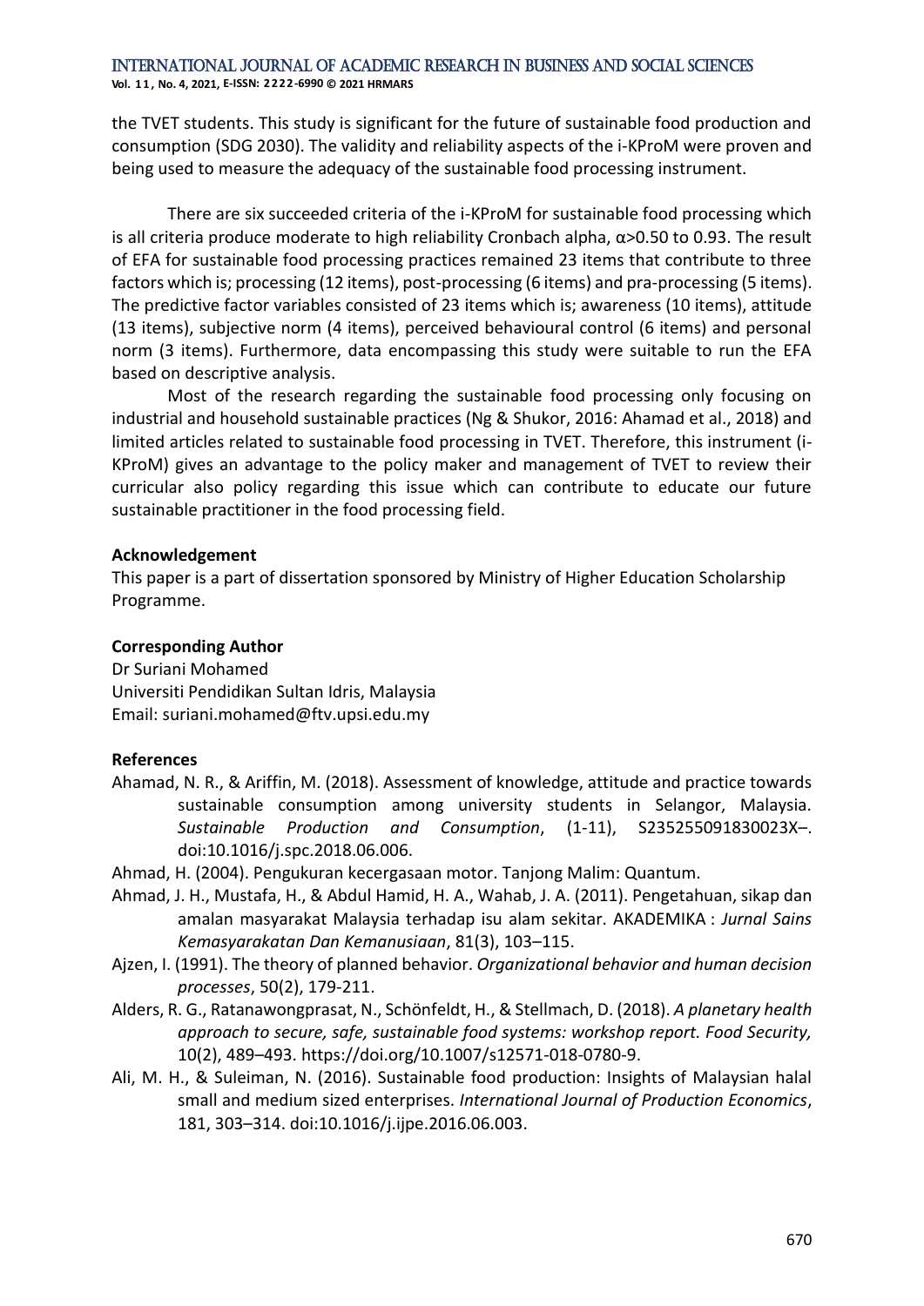the TVET students. This study is significant for the future of sustainable food production and consumption (SDG 2030). The validity and reliability aspects of the i-KProM were proven and being used to measure the adequacy of the sustainable food processing instrument.

There are six succeeded criteria of the i-KProM for sustainable food processing which is all criteria produce moderate to high reliability Cronbach alpha, $\alpha$>0.50 to 0.93. The result of EFA for sustainable food processing practices remained 23 items that contribute to three factors which is; processing (12 items), post-processing (6 items) and pra-processing (5 items). The predictive factor variables consisted of 23 items which is; awareness (10 items), attitude (13 items), subjective norm (4 items), perceived behavioural control (6 items) and personal norm (3 items). Furthermore, data encompassing this study were suitable to run the EFA based on descriptive analysis.

Most of the research regarding the sustainable food processing only focusing on industrial and household sustainable practices (Ng & Shukor, 2016: Ahamad et al., 2018) and limited articles related to sustainable food processing in TVET. Therefore, this instrument (i-KProM) gives an advantage to the policy maker and management of TVET to review their curricular also policy regarding this issue which can contribute to educate our future sustainable practitioner in the food processing field.

**Acknowledgement**

This paper is a part of dissertation sponsored by Ministry of Higher Education Scholarship Programme.

**Corresponding Author**

Dr Suriani Mohamed
Universiti Pendidikan Sultan Idris, Malaysia
Email: suriani.mohamed@ftv.upsi.edu.my

**References**

Ahamad, N. R., & Ariffin, M. (2018). Assessment of knowledge, attitude and practice towards sustainable consumption among university students in Selangor, Malaysia. *Sustainable Production and Consumption*, (1-11), S235255091830023X–. doi:10.1016/j.spc.2018.06.006.

Ahmad, H. (2004). Pengukuran kecergasaan motor. Tanjong Malim: Quantum.

Ahmad, J. H., Mustafa, H., & Abdul Hamid, H. A., Wahab, J. A. (2011). Pengetahuan, sikap dan amalan masyarakat Malaysia terhadap isu alam sekitar. AKADEMIKA : *Jurnal Sains Kemasyarakatan Dan Kemanusiaan*, 81(3), 103–115.

Ajzen, I. (1991). The theory of planned behavior. *Organizational behavior and human decision processes*, 50(2), 179-211.

Alders, R. G., Ratanawongprasat, N., Schönfeldt, H., & Stellmach, D. (2018). *A planetary health approach to secure, safe, sustainable food systems: workshop report. Food Security,* 10(2), 489–493. https://doi.org/10.1007/s12571-018-0780-9.

Ali, M. H., & Suleiman, N. (2016). Sustainable food production: Insights of Malaysian halal small and medium sized enterprises. *International Journal of Production Economics*, 181, 303–314. doi:10.1016/j.ijpe.2016.06.003.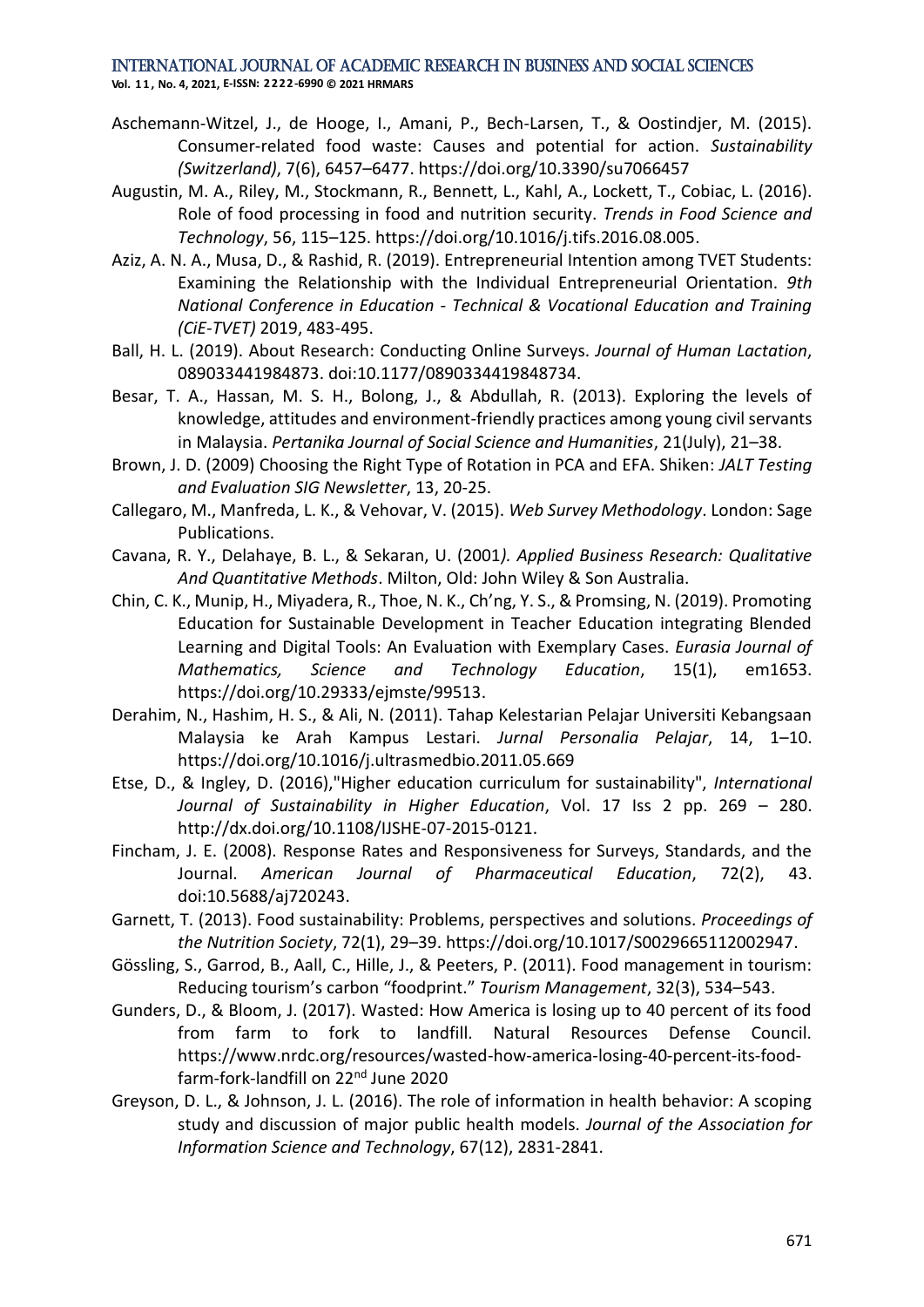Aschemann-Witzel, J., de Hooge, I., Amani, P., Bech-Larsen, T., & Oostindjer, M. (2015). Consumer-related food waste: Causes and potential for action. *Sustainability (Switzerland)*, 7(6), 6457–6477. https://doi.org/10.3390/su7066457

Augustin, M. A., Riley, M., Stockmann, R., Bennett, L., Kahl, A., Lockett, T., Cobiac, L. (2016). Role of food processing in food and nutrition security. *Trends in Food Science and Technology*, 56, 115–125. https://doi.org/10.1016/j.tifs.2016.08.005.

Aziz, A. N. A., Musa, D., & Rashid, R. (2019). Entrepreneurial Intention among TVET Students: Examining the Relationship with the Individual Entrepreneurial Orientation. *9th National Conference in Education - Technical & Vocational Education and Training (CiE-TVET)* 2019, 483-495.

Ball, H. L. (2019). About Research: Conducting Online Surveys. *Journal of Human Lactation*, 089033441984873. doi:10.1177/0890334419848734.

Besar, T. A., Hassan, M. S. H., Bolong, J., & Abdullah, R. (2013). Exploring the levels of knowledge, attitudes and environment-friendly practices among young civil servants in Malaysia. *Pertanika Journal of Social Science and Humanities*, 21(July), 21–38.

Brown, J. D. (2009) Choosing the Right Type of Rotation in PCA and EFA. Shiken: *JALT Testing and Evaluation SIG Newsletter*, 13, 20-25.

Callegaro, M., Manfreda, L. K., & Vehovar, V. (2015). *Web Survey Methodology*. London: Sage Publications.

Cavana, R. Y., Delahaye, B. L., & Sekaran, U. (2001*). Applied Business Research: Qualitative And Quantitative Methods*. Milton, Old: John Wiley & Son Australia.

Chin, C. K., Munip, H., Miyadera, R., Thoe, N. K., Ch'ng, Y. S., & Promsing, N. (2019). Promoting Education for Sustainable Development in Teacher Education integrating Blended Learning and Digital Tools: An Evaluation with Exemplary Cases. *Eurasia Journal of Mathematics, Science and Technology Education*, 15(1), em1653. https://doi.org/10.29333/ejmste/99513.

Derahim, N., Hashim, H. S., & Ali, N. (2011). Tahap Kelestarian Pelajar Universiti Kebangsaan Malaysia ke Arah Kampus Lestari. *Jurnal Personalia Pelajar*, 14, 1–10. https://doi.org/10.1016/j.ultrasmedbio.2011.05.669

Etse, D., & Ingley, D. (2016),"Higher education curriculum for sustainability", *International Journal of Sustainability in Higher Education*, Vol. 17 Iss 2 pp. 269 – 280. http://dx.doi.org/10.1108/IJSHE-07-2015-0121.

Fincham, J. E. (2008). Response Rates and Responsiveness for Surveys, Standards, and the Journal. *American Journal of Pharmaceutical Education*, 72(2), 43. doi:10.5688/aj720243.

Garnett, T. (2013). Food sustainability: Problems, perspectives and solutions. *Proceedings of the Nutrition Society*, 72(1), 29–39. https://doi.org/10.1017/S0029665112002947.

Gössling, S., Garrod, B., Aall, C., Hille, J., & Peeters, P. (2011). Food management in tourism: Reducing tourism's carbon "foodprint." *Tourism Management*, 32(3), 534–543.

Gunders, D., & Bloom, J. (2017). Wasted: How America is losing up to 40 percent of its food from farm to fork to landfill. Natural Resources Defense Council. https://www.nrdc.org/resources/wasted-how-america-losing-40-percent-its-food-farm-fork-landfill on 22nd June 2020

Greyson, D. L., & Johnson, J. L. (2016). The role of information in health behavior: A scoping study and discussion of major public health models. *Journal of the Association for Information Science and Technology*, 67(12), 2831-2841.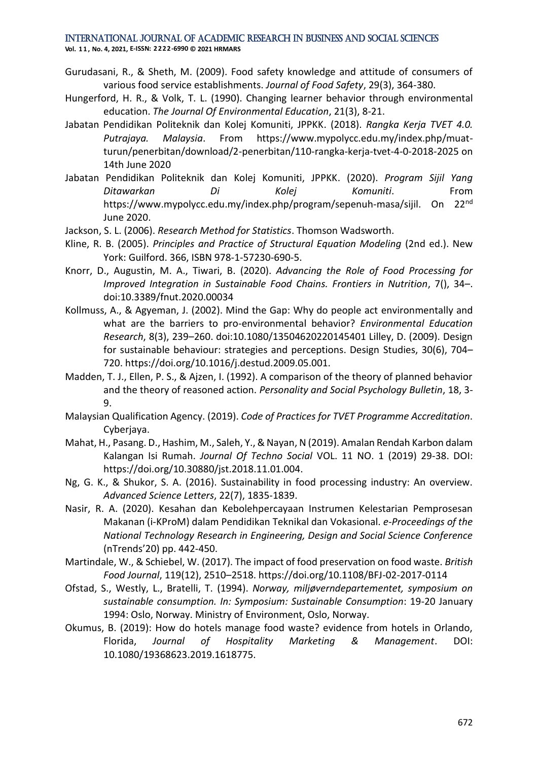Gurudasani, R., & Sheth, M. (2009). Food safety knowledge and attitude of consumers of various food service establishments. *Journal of Food Safety*, 29(3), 364-380.

Hungerford, H. R., & Volk, T. L. (1990). Changing learner behavior through environmental education. *The Journal Of Environmental Education*, 21(3), 8-21.

Jabatan Pendidikan Politeknik dan Kolej Komuniti, JPPKK. (2018). *Rangka Kerja TVET 4.0. Putrajaya. Malaysia*. From https://www.mypolycc.edu.my/index.php/muat-turun/penerbitan/download/2-penerbitan/110-rangka-kerja-tvet-4-0-2018-2025 on 14th June 2020

Jabatan Pendidikan Politeknik dan Kolej Komuniti, JPPKK. (2020). *Program Sijil Yang Ditawarkan Di Kolej Komuniti*. From https://www.mypolycc.edu.my/index.php/program/sepenuh-masa/sijil. On 22nd June 2020.

Jackson, S. L. (2006). *Research Method for Statistics*. Thomson Wadsworth.

Kline, R. B. (2005). *Principles and Practice of Structural Equation Modeling* (2nd ed.). New York: Guilford. 366, ISBN 978-1-57230-690-5.

Knorr, D., Augustin, M. A., Tiwari, B. (2020). *Advancing the Role of Food Processing for Improved Integration in Sustainable Food Chains. Frontiers in Nutrition*, 7(), 34–. doi:10.3389/fnut.2020.00034

Kollmuss, A., & Agyeman, J. (2002). Mind the Gap: Why do people act environmentally and what are the barriers to pro-environmental behavior? *Environmental Education Research*, 8(3), 239–260. doi:10.1080/13504620220145401 Lilley, D. (2009). Design for sustainable behaviour: strategies and perceptions. Design Studies, 30(6), 704–720. https://doi.org/10.1016/j.destud.2009.05.001.

Madden, T. J., Ellen, P. S., & Ajzen, I. (1992). A comparison of the theory of planned behavior and the theory of reasoned action. *Personality and Social Psychology Bulletin*, 18, 3-9.

Malaysian Qualification Agency. (2019). *Code of Practices for TVET Programme Accreditation*. Cyberjaya.

Mahat, H., Pasang. D., Hashim, M., Saleh, Y., & Nayan, N (2019). Amalan Rendah Karbon dalam Kalangan Isi Rumah. *Journal Of Techno Social* VOL. 11 NO. 1 (2019) 29-38. DOI: https://doi.org/10.30880/jst.2018.11.01.004.

Ng, G. K., & Shukor, S. A. (2016). Sustainability in food processing industry: An overview. *Advanced Science Letters*, 22(7), 1835-1839.

Nasir, R. A. (2020). Kesahan dan Kebolehpercayaan Instrumen Kelestarian Pemprosesan Makanan (i-KProM) dalam Pendidikan Teknikal dan Vokasional. *e-Proceedings of the National Technology Research in Engineering, Design and Social Science Conference* (nTrends'20) pp. 442-450.

Martindale, W., & Schiebel, W. (2017). The impact of food preservation on food waste. *British Food Journal*, 119(12), 2510–2518. https://doi.org/10.1108/BFJ-02-2017-0114

Ofstad, S., Westly, L., Bratelli, T. (1994). *Norway, miljøverndepartementet, symposium on sustainable consumption. In: Symposium: Sustainable Consumption*: 19-20 January 1994: Oslo, Norway. Ministry of Environment, Oslo, Norway.

Okumus, B. (2019): How do hotels manage food waste? evidence from hotels in Orlando, Florida, *Journal of Hospitality Marketing & Management*. DOI: 10.1080/19368623.2019.1618775.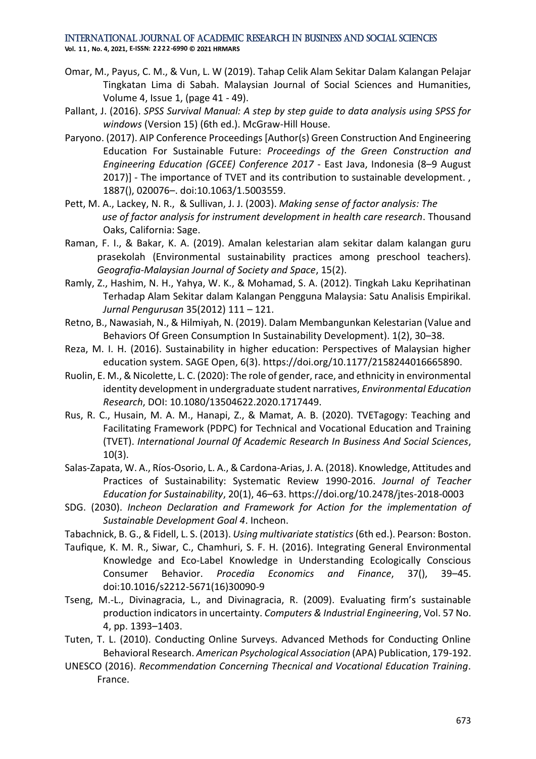Omar, M., Payus, C. M., & Vun, L. W (2019). Tahap Celik Alam Sekitar Dalam Kalangan Pelajar Tingkatan Lima di Sabah. Malaysian Journal of Social Sciences and Humanities, Volume 4, Issue 1, (page 41 - 49).

Pallant, J. (2016). *SPSS Survival Manual: A step by step guide to data analysis using SPSS for windows* (Version 15) (6th ed.). McGraw-Hill House.

Paryono. (2017). AIP Conference Proceedings [Author(s) Green Construction And Engineering Education For Sustainable Future: *Proceedings of the Green Construction and Engineering Education (GCEE) Conference 2017* - East Java, Indonesia (8–9 August 2017)] - The importance of TVET and its contribution to sustainable development. , 1887(), 020076–. doi:10.1063/1.5003559.

Pett, M. A., Lackey, N. R., & Sullivan, J. J. (2003). *Making sense of factor analysis: The use of factor analysis for instrument development in health care research*. Thousand Oaks, California: Sage.

Raman, F. I., & Bakar, K. A. (2019). Amalan kelestarian alam sekitar dalam kalangan guru prasekolah (Environmental sustainability practices among preschool teachers). *Geografia-Malaysian Journal of Society and Space*, 15(2).

Ramly, Z., Hashim, N. H., Yahya, W. K., & Mohamad, S. A. (2012). Tingkah Laku Keprihatinan Terhadap Alam Sekitar dalam Kalangan Pengguna Malaysia: Satu Analisis Empirikal. *Jurnal Pengurusan* 35(2012) 111 – 121.

Retno, B., Nawasiah, N., & Hilmiyah, N. (2019). Dalam Membangunkan Kelestarian (Value and Behaviors Of Green Consumption In Sustainability Development). 1(2), 30–38.

Reza, M. I. H. (2016). Sustainability in higher education: Perspectives of Malaysian higher education system. SAGE Open, 6(3). https://doi.org/10.1177/2158244016665890.

Ruolin, E. M., & Nicolette, L. C. (2020): The role of gender, race, and ethnicity in environmental identity development in undergraduate student narratives, *Environmental Education Research*, DOI: 10.1080/13504622.2020.1717449.

Rus, R. C., Husain, M. A. M., Hanapi, Z., & Mamat, A. B. (2020). TVETagogy: Teaching and Facilitating Framework (PDPC) for Technical and Vocational Education and Training (TVET). *International Journal 0f Academic Research In Business And Social Sciences*, 10(3).

Salas-Zapata, W. A., Ríos-Osorio, L. A., & Cardona-Arias, J. A. (2018). Knowledge, Attitudes and Practices of Sustainability: Systematic Review 1990-2016. *Journal of Teacher Education for Sustainability*, 20(1), 46–63. https://doi.org/10.2478/jtes-2018-0003

SDG. (2030). *Incheon Declaration and Framework for Action for the implementation of Sustainable Development Goal 4*. Incheon.

Tabachnick, B. G., & Fidell, L. S. (2013). *Using multivariate statistics* (6th ed.). Pearson: Boston.

Taufique, K. M. R., Siwar, C., Chamhuri, S. F. H. (2016). Integrating General Environmental Knowledge and Eco-Label Knowledge in Understanding Ecologically Conscious Consumer Behavior. *Procedia Economics and Finance*, 37(), 39–45. doi:10.1016/s2212-5671(16)30090-9

Tseng, M.-L., Divinagracia, L., and Divinagracia, R. (2009). Evaluating firm's sustainable production indicators in uncertainty. *Computers & Industrial Engineering*, Vol. 57 No. 4, pp. 1393–1403.

Tuten, T. L. (2010). Conducting Online Surveys. Advanced Methods for Conducting Online Behavioral Research. *American Psychological Association* (APA) Publication, 179-192.

UNESCO (2016). *Recommendation Concerning Thecnical and Vocational Education Training*. France.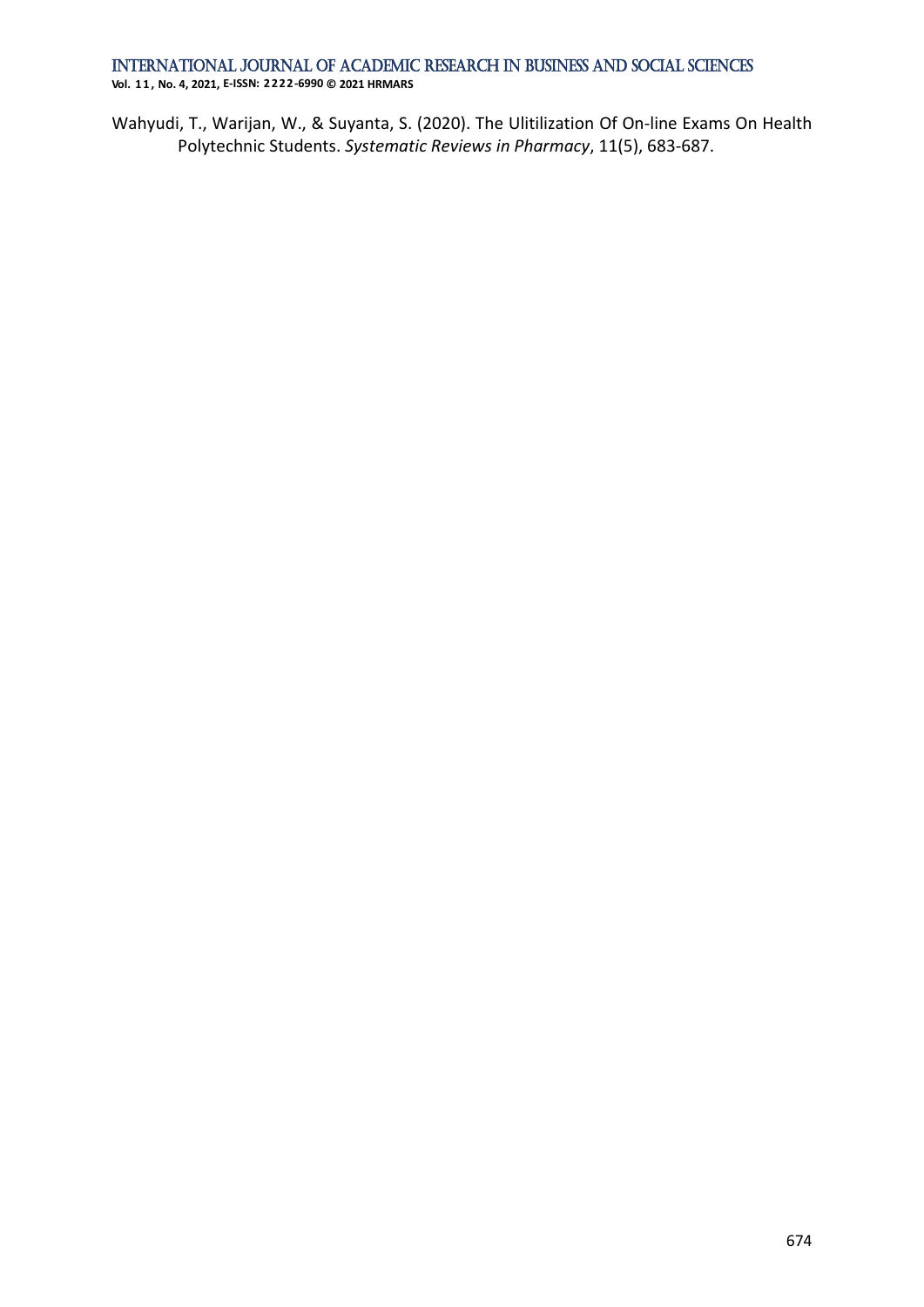Wahyudi, T., Warijan, W., & Suyanta, S. (2020). The Ulitilization Of On-line Exams On Health Polytechnic Students. *Systematic Reviews in Pharmacy*, 11(5), 683-687.